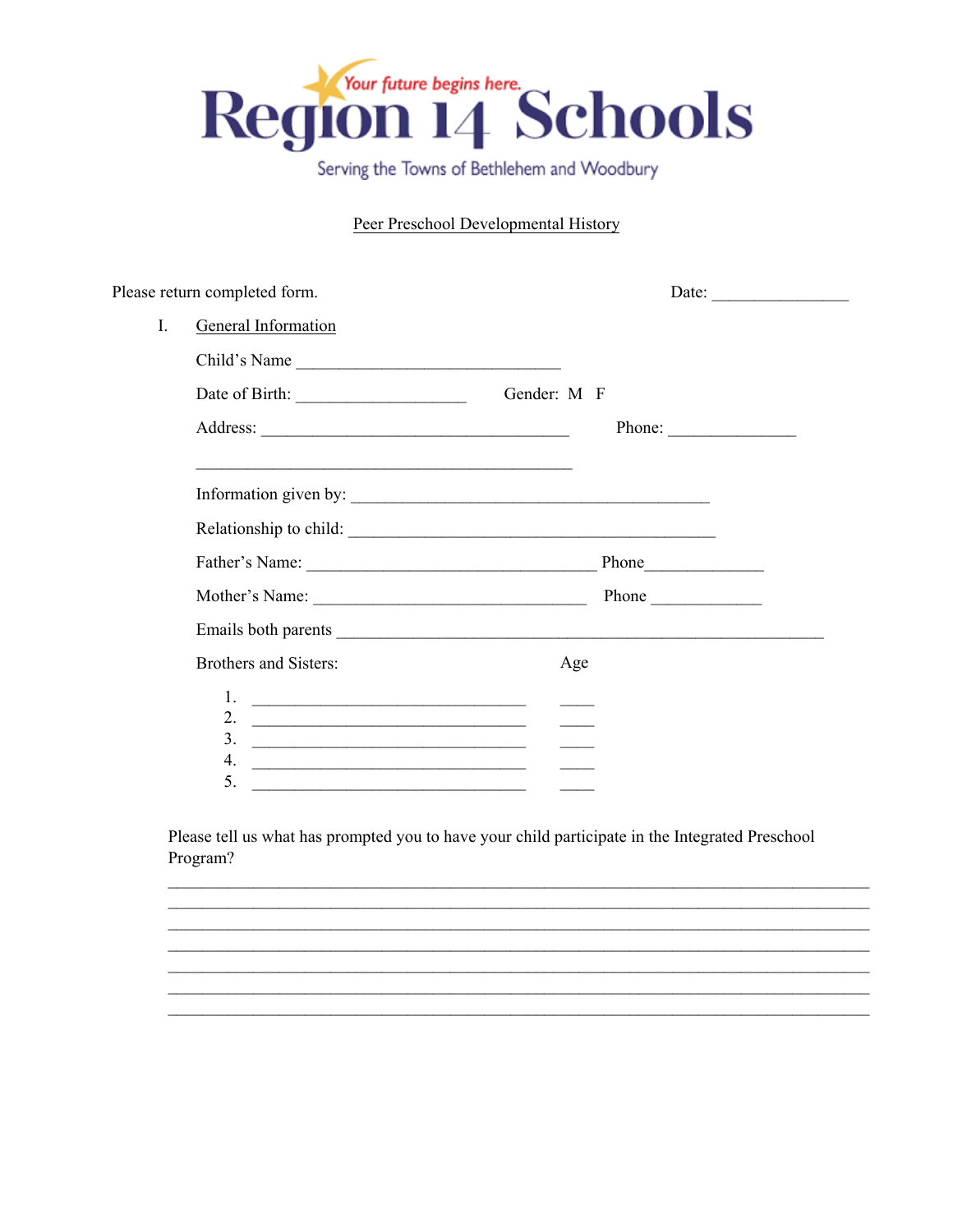# Region 14 Schools

*Your future begins here.*

Serving the Towns of Bethlehem and Woodbury

## Peer Preschool Developmental History

Please return completed form. Date: ________________

I. General Information

Child's Name ______________________________

Date of Birth: ___________________ Gender: M F

Address: ___________________________________ Phone: _______________

___________________________________________

Information given by: ________________________________________

Relationship to child: _________________________________________

Father's Name: _________________________________ Phone_____________

Mother's Name: ______________________________ Phone _____________

Emails both parents _______________________________________________________

Brothers and Sisters: Age

1. _______________________________ ____
2. _______________________________ ____
3. _______________________________ ____
4. _______________________________ ____
5. _______________________________ ____

Please tell us what has prompted you to have your child participate in the Integrated Preschool Program?

______________________________________________________________________________
______________________________________________________________________________
______________________________________________________________________________
______________________________________________________________________________
______________________________________________________________________________
______________________________________________________________________________
______________________________________________________________________________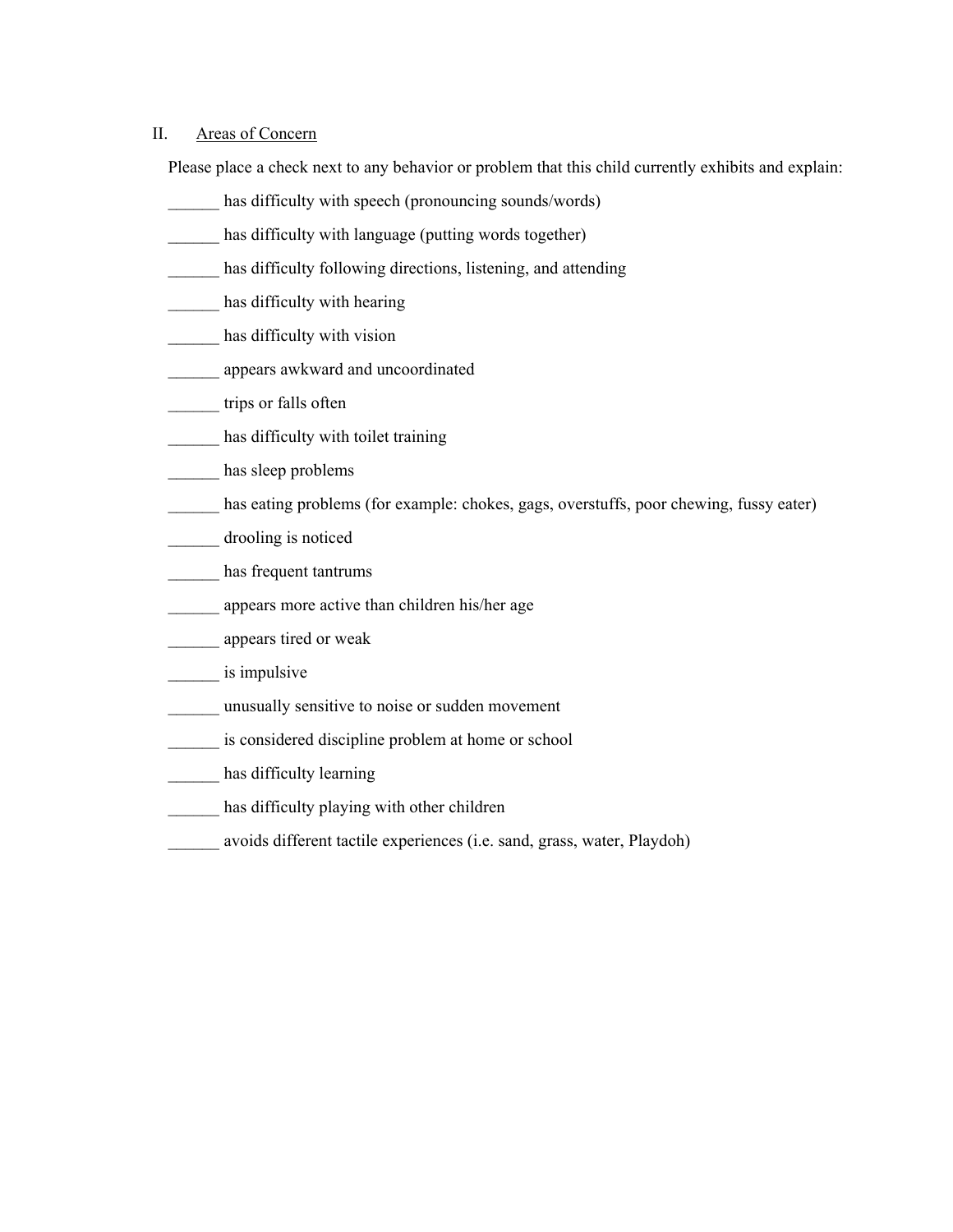## II. Areas of Concern

Please place a check next to any behavior or problem that this child currently exhibits and explain:

______ has difficulty with speech (pronouncing sounds/words)

______ has difficulty with language (putting words together)

______ has difficulty following directions, listening, and attending

______ has difficulty with hearing

______ has difficulty with vision

______ appears awkward and uncoordinated

______ trips or falls often

______ has difficulty with toilet training

______ has sleep problems

______ has eating problems (for example: chokes, gags, overstuffs, poor chewing, fussy eater)

______ drooling is noticed

______ has frequent tantrums

______ appears more active than children his/her age

______ appears tired or weak

______ is impulsive

______ unusually sensitive to noise or sudden movement

______ is considered discipline problem at home or school

______ has difficulty learning

______ has difficulty playing with other children

______ avoids different tactile experiences (i.e. sand, grass, water, Playdoh)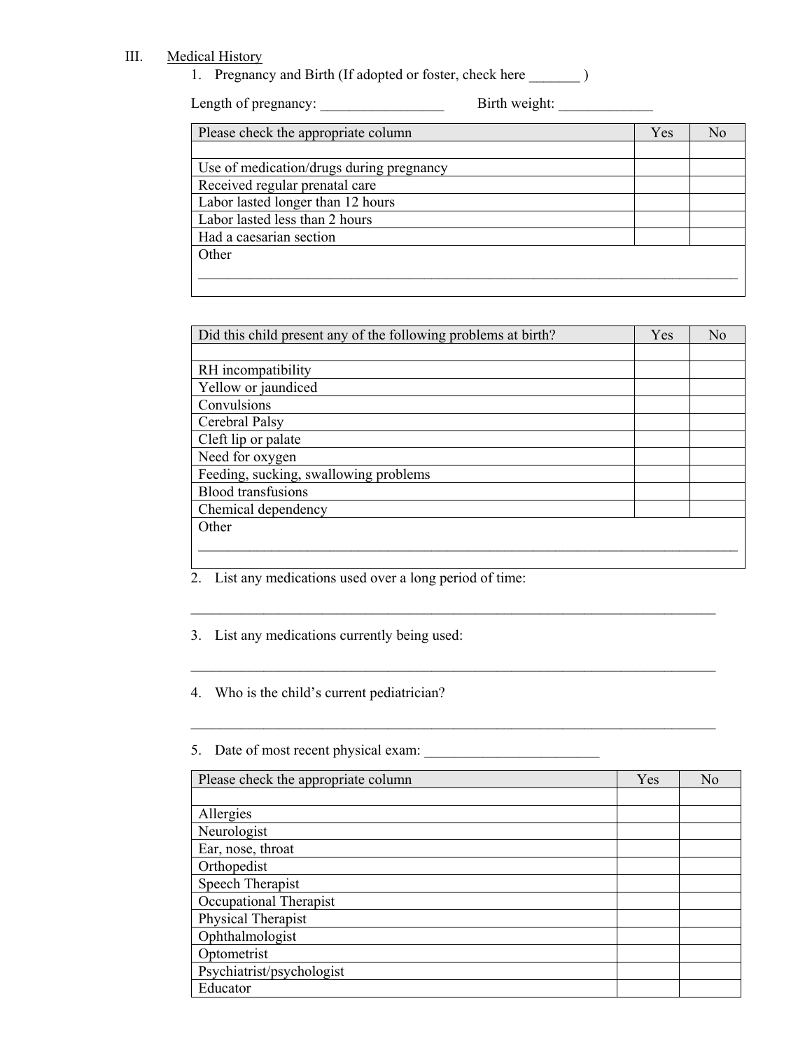III. Medical History

1. Pregnancy and Birth (If adopted or foster, check here _______ )

Length of pregnancy: _________________ Birth weight: _____________

| Please check the appropriate column | Yes | No |
|---|---|---|
| | | |
| Use of medication/drugs during pregnancy | | |
| Received regular prenatal care | | |
| Labor lasted longer than 12 hours | | |
| Labor lasted less than 2 hours | | |
| Had a caesarian section | | |
| Other ______________________________________________ | | |

| Did this child present any of the following problems at birth? | Yes | No |
|---|---|---|
| | | |
| RH incompatibility | | |
| Yellow or jaundiced | | |
| Convulsions | | |
| Cerebral Palsy | | |
| Cleft lip or palate | | |
| Need for oxygen | | |
| Feeding, sucking, swallowing problems | | |
| Blood transfusions | | |
| Chemical dependency | | |
| Other ______________________________________________ | | |

2. List any medications used over a long period of time:

_____________________________________________________________________________

3. List any medications currently being used:

_____________________________________________________________________________

4. Who is the child's current pediatrician?

_____________________________________________________________________________

5. Date of most recent physical exam: ________________________

| Please check the appropriate column | Yes | No |
|---|---|---|
| | | |
| Allergies | | |
| Neurologist | | |
| Ear, nose, throat | | |
| Orthopedist | | |
| Speech Therapist | | |
| Occupational Therapist | | |
| Physical Therapist | | |
| Ophthalmologist | | |
| Optometrist | | |
| Psychiatrist/psychologist | | |
| Educator | | |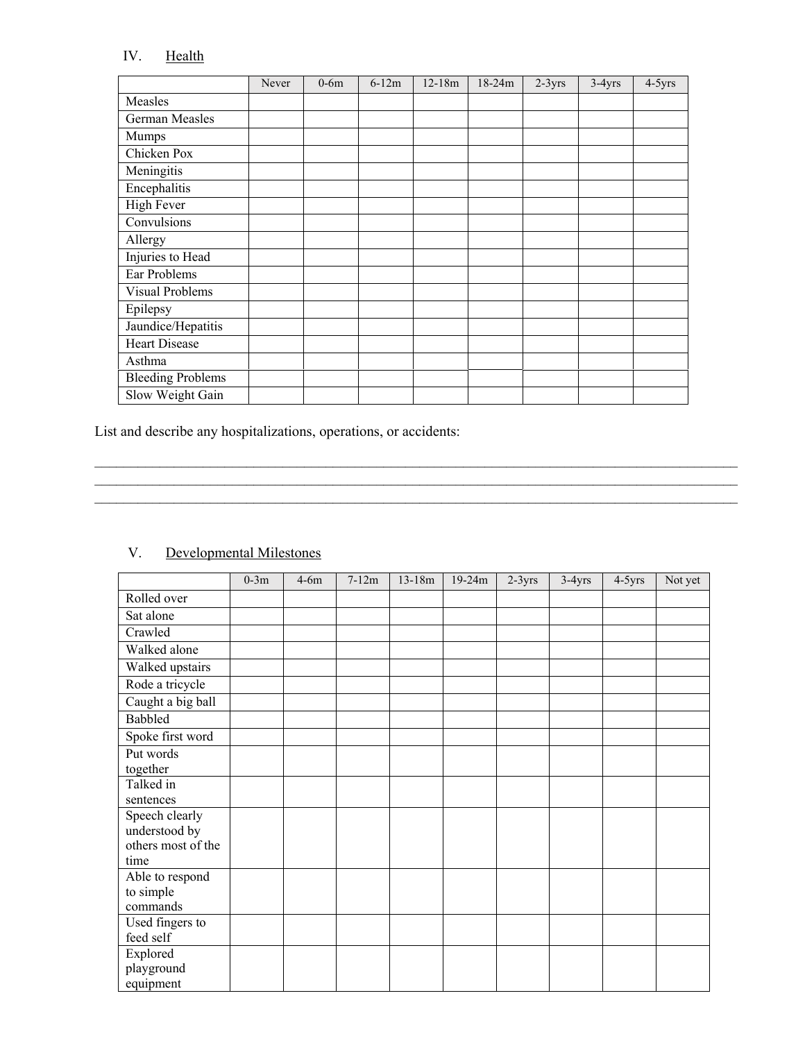## IV. Health

| | Never | 0-6m | 6-12m | 12-18m | 18-24m | 2-3yrs | 3-4yrs | 4-5yrs |
|---|---|---|---|---|---|---|---|---|
| Measles | | | | | | | | |
| German Measles | | | | | | | | |
| Mumps | | | | | | | | |
| Chicken Pox | | | | | | | | |
| Meningitis | | | | | | | | |
| Encephalitis | | | | | | | | |
| High Fever | | | | | | | | |
| Convulsions | | | | | | | | |
| Allergy | | | | | | | | |
| Injuries to Head | | | | | | | | |
| Ear Problems | | | | | | | | |
| Visual Problems | | | | | | | | |
| Epilepsy | | | | | | | | |
| Jaundice/Hepatitis | | | | | | | | |
| Heart Disease | | | | | | | | |
| Asthma | | | | | | | | |
| Bleeding Problems | | | | | | | | |
| Slow Weight Gain | | | | | | | | |

List and describe any hospitalizations, operations, or accidents:

\_\_\_\_\_\_\_\_\_\_\_\_\_\_\_\_\_\_\_\_\_\_\_\_\_\_\_\_\_\_\_\_\_\_\_\_\_\_\_\_\_\_\_\_\_\_\_\_\_\_\_\_\_\_\_\_\_\_\_\_\_\_\_\_\_\_\_\_\_\_\_\_\_\_\_\_\_\_

\_\_\_\_\_\_\_\_\_\_\_\_\_\_\_\_\_\_\_\_\_\_\_\_\_\_\_\_\_\_\_\_\_\_\_\_\_\_\_\_\_\_\_\_\_\_\_\_\_\_\_\_\_\_\_\_\_\_\_\_\_\_\_\_\_\_\_\_\_\_\_\_\_\_\_\_\_\_

\_\_\_\_\_\_\_\_\_\_\_\_\_\_\_\_\_\_\_\_\_\_\_\_\_\_\_\_\_\_\_\_\_\_\_\_\_\_\_\_\_\_\_\_\_\_\_\_\_\_\_\_\_\_\_\_\_\_\_\_\_\_\_\_\_\_\_\_\_\_\_\_\_\_\_\_\_\_

## V. Developmental Milestones

| | 0-3m | 4-6m | 7-12m | 13-18m | 19-24m | 2-3yrs | 3-4yrs | 4-5yrs | Not yet |
|---|---|---|---|---|---|---|---|---|---|
| Rolled over | | | | | | | | | |
| Sat alone | | | | | | | | | |
| Crawled | | | | | | | | | |
| Walked alone | | | | | | | | | |
| Walked upstairs | | | | | | | | | |
| Rode a tricycle | | | | | | | | | |
| Caught a big ball | | | | | | | | | |
| Babbled | | | | | | | | | |
| Spoke first word | | | | | | | | | |
| Put words together | | | | | | | | | |
| Talked in sentences | | | | | | | | | |
| Speech clearly understood by others most of the time | | | | | | | | | |
| Able to respond to simple commands | | | | | | | | | |
| Used fingers to feed self | | | | | | | | | |
| Explored playground equipment | | | | | | | | | |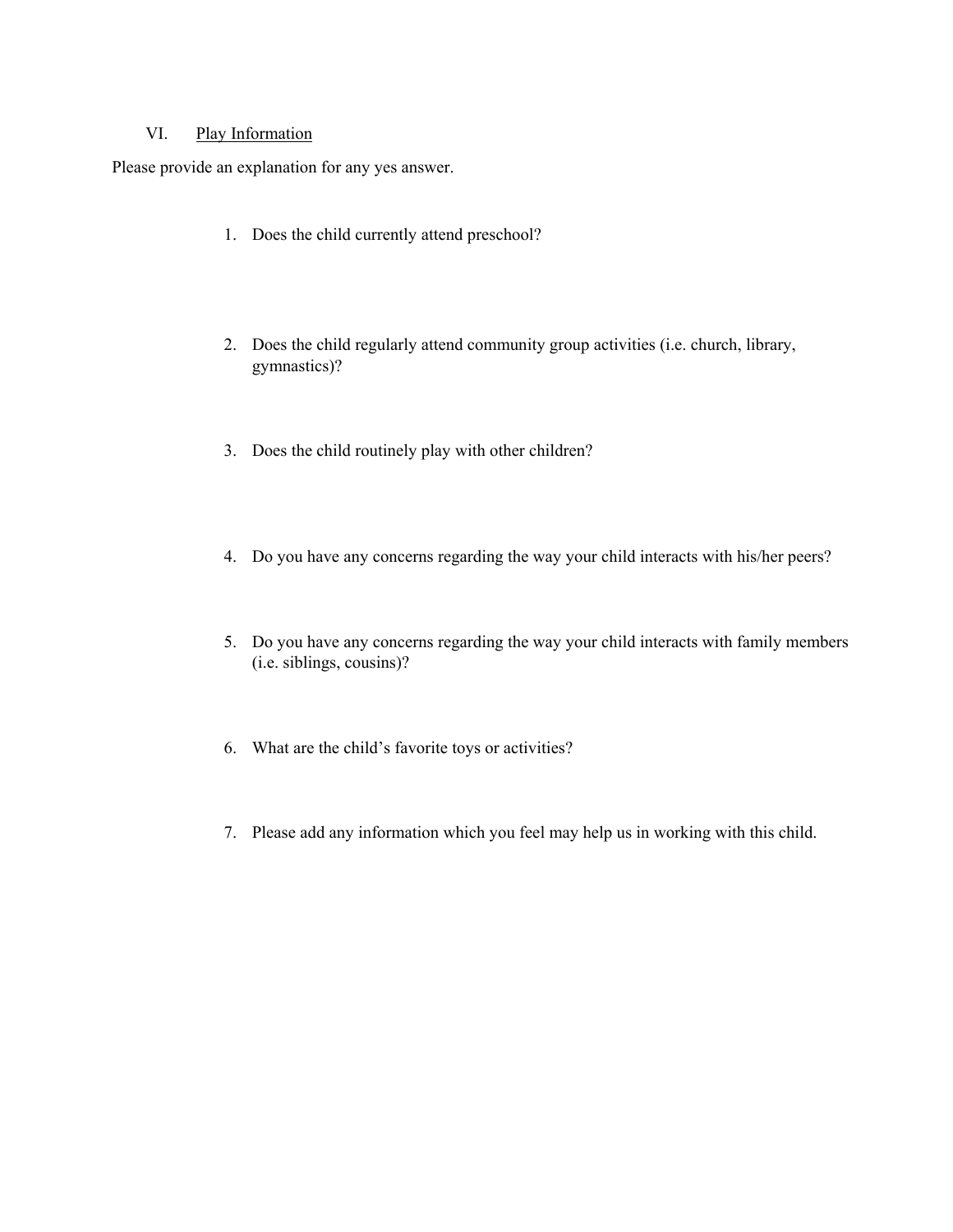## VI. Play Information

Please provide an explanation for any yes answer.

1. Does the child currently attend preschool?

2. Does the child regularly attend community group activities (i.e. church, library, gymnastics)?

3. Does the child routinely play with other children?

4. Do you have any concerns regarding the way your child interacts with his/her peers?

5. Do you have any concerns regarding the way your child interacts with family members (i.e. siblings, cousins)?

6. What are the child's favorite toys or activities?

7. Please add any information which you feel may help us in working with this child.